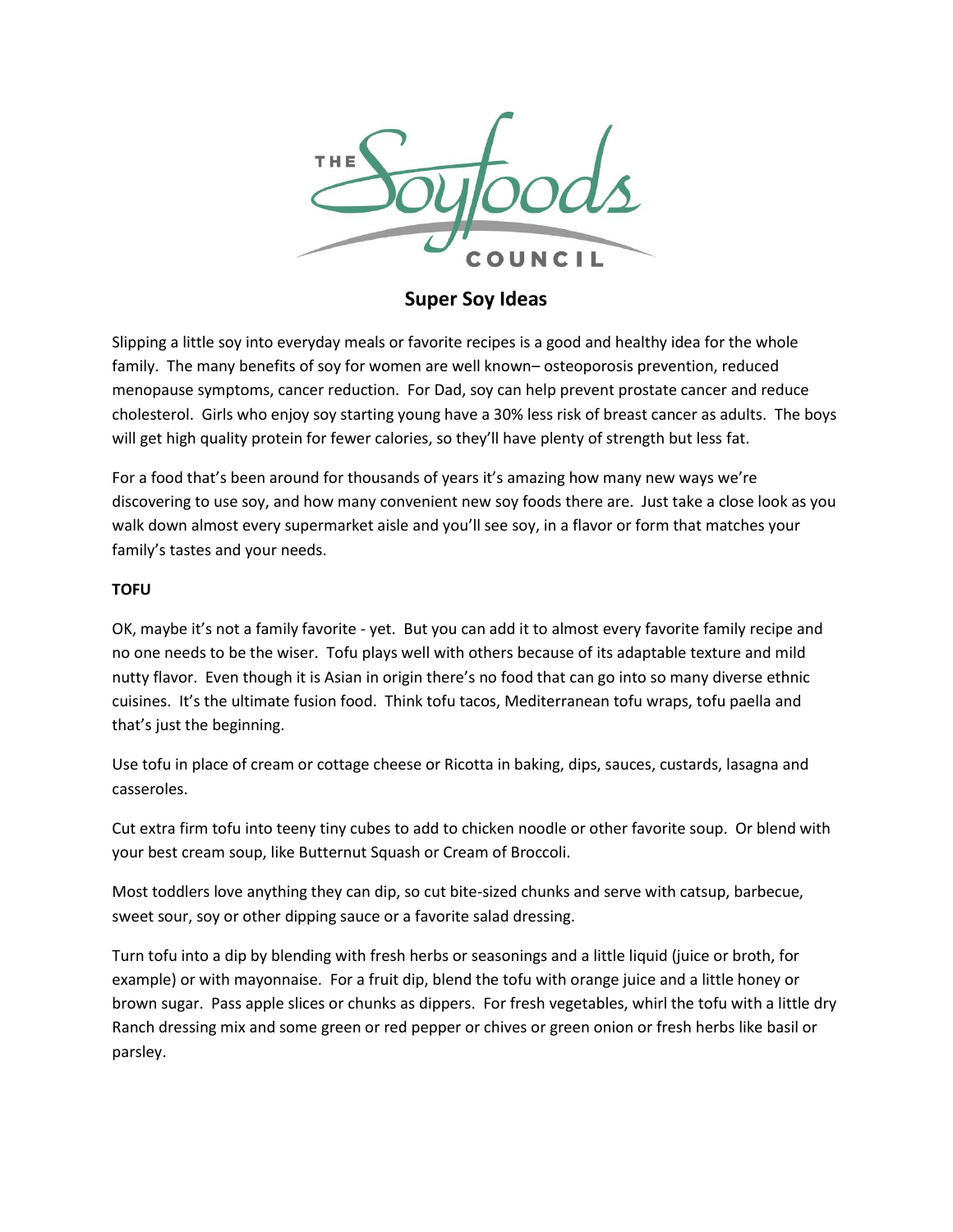THE Soyfoods COUNCIL

# Super Soy Ideas

Slipping a little soy into everyday meals or favorite recipes is a good and healthy idea for the whole family. The many benefits of soy for women are well known– osteoporosis prevention, reduced menopause symptoms, cancer reduction. For Dad, soy can help prevent prostate cancer and reduce cholesterol. Girls who enjoy soy starting young have a 30% less risk of breast cancer as adults. The boys will get high quality protein for fewer calories, so they'll have plenty of strength but less fat.

For a food that's been around for thousands of years it's amazing how many new ways we're discovering to use soy, and how many convenient new soy foods there are. Just take a close look as you walk down almost every supermarket aisle and you'll see soy, in a flavor or form that matches your family's tastes and your needs.

**TOFU**

OK, maybe it's not a family favorite - yet. But you can add it to almost every favorite family recipe and no one needs to be the wiser. Tofu plays well with others because of its adaptable texture and mild nutty flavor. Even though it is Asian in origin there's no food that can go into so many diverse ethnic cuisines. It's the ultimate fusion food. Think tofu tacos, Mediterranean tofu wraps, tofu paella and that's just the beginning.

Use tofu in place of cream or cottage cheese or Ricotta in baking, dips, sauces, custards, lasagna and casseroles.

Cut extra firm tofu into teeny tiny cubes to add to chicken noodle or other favorite soup. Or blend with your best cream soup, like Butternut Squash or Cream of Broccoli.

Most toddlers love anything they can dip, so cut bite-sized chunks and serve with catsup, barbecue, sweet sour, soy or other dipping sauce or a favorite salad dressing.

Turn tofu into a dip by blending with fresh herbs or seasonings and a little liquid (juice or broth, for example) or with mayonnaise. For a fruit dip, blend the tofu with orange juice and a little honey or brown sugar. Pass apple slices or chunks as dippers. For fresh vegetables, whirl the tofu with a little dry Ranch dressing mix and some green or red pepper or chives or green onion or fresh herbs like basil or parsley.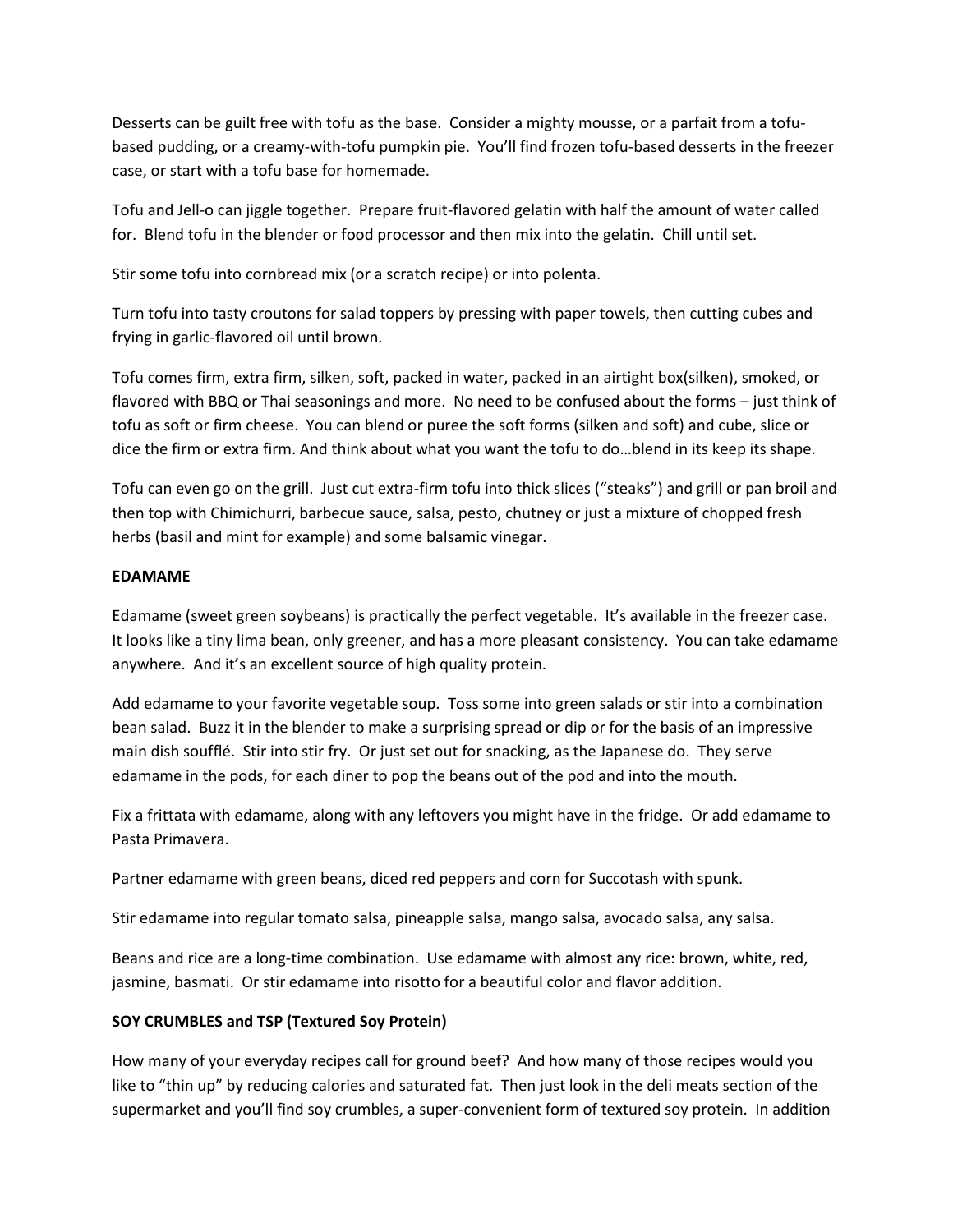Desserts can be guilt free with tofu as the base. Consider a mighty mousse, or a parfait from a tofu-based pudding, or a creamy-with-tofu pumpkin pie. You'll find frozen tofu-based desserts in the freezer case, or start with a tofu base for homemade.

Tofu and Jell-o can jiggle together. Prepare fruit-flavored gelatin with half the amount of water called for. Blend tofu in the blender or food processor and then mix into the gelatin. Chill until set.

Stir some tofu into cornbread mix (or a scratch recipe) or into polenta.

Turn tofu into tasty croutons for salad toppers by pressing with paper towels, then cutting cubes and frying in garlic-flavored oil until brown.

Tofu comes firm, extra firm, silken, soft, packed in water, packed in an airtight box(silken), smoked, or flavored with BBQ or Thai seasonings and more. No need to be confused about the forms – just think of tofu as soft or firm cheese. You can blend or puree the soft forms (silken and soft) and cube, slice or dice the firm or extra firm. And think about what you want the tofu to do…blend in its keep its shape.

Tofu can even go on the grill. Just cut extra-firm tofu into thick slices ("steaks") and grill or pan broil and then top with Chimichurri, barbecue sauce, salsa, pesto, chutney or just a mixture of chopped fresh herbs (basil and mint for example) and some balsamic vinegar.

**EDAMAME**

Edamame (sweet green soybeans) is practically the perfect vegetable. It's available in the freezer case. It looks like a tiny lima bean, only greener, and has a more pleasant consistency. You can take edamame anywhere. And it's an excellent source of high quality protein.

Add edamame to your favorite vegetable soup. Toss some into green salads or stir into a combination bean salad. Buzz it in the blender to make a surprising spread or dip or for the basis of an impressive main dish soufflé. Stir into stir fry. Or just set out for snacking, as the Japanese do. They serve edamame in the pods, for each diner to pop the beans out of the pod and into the mouth.

Fix a frittata with edamame, along with any leftovers you might have in the fridge. Or add edamame to Pasta Primavera.

Partner edamame with green beans, diced red peppers and corn for Succotash with spunk.

Stir edamame into regular tomato salsa, pineapple salsa, mango salsa, avocado salsa, any salsa.

Beans and rice are a long-time combination. Use edamame with almost any rice: brown, white, red, jasmine, basmati. Or stir edamame into risotto for a beautiful color and flavor addition.

**SOY CRUMBLES and TSP (Textured Soy Protein)**

How many of your everyday recipes call for ground beef? And how many of those recipes would you like to "thin up" by reducing calories and saturated fat. Then just look in the deli meats section of the supermarket and you'll find soy crumbles, a super-convenient form of textured soy protein. In addition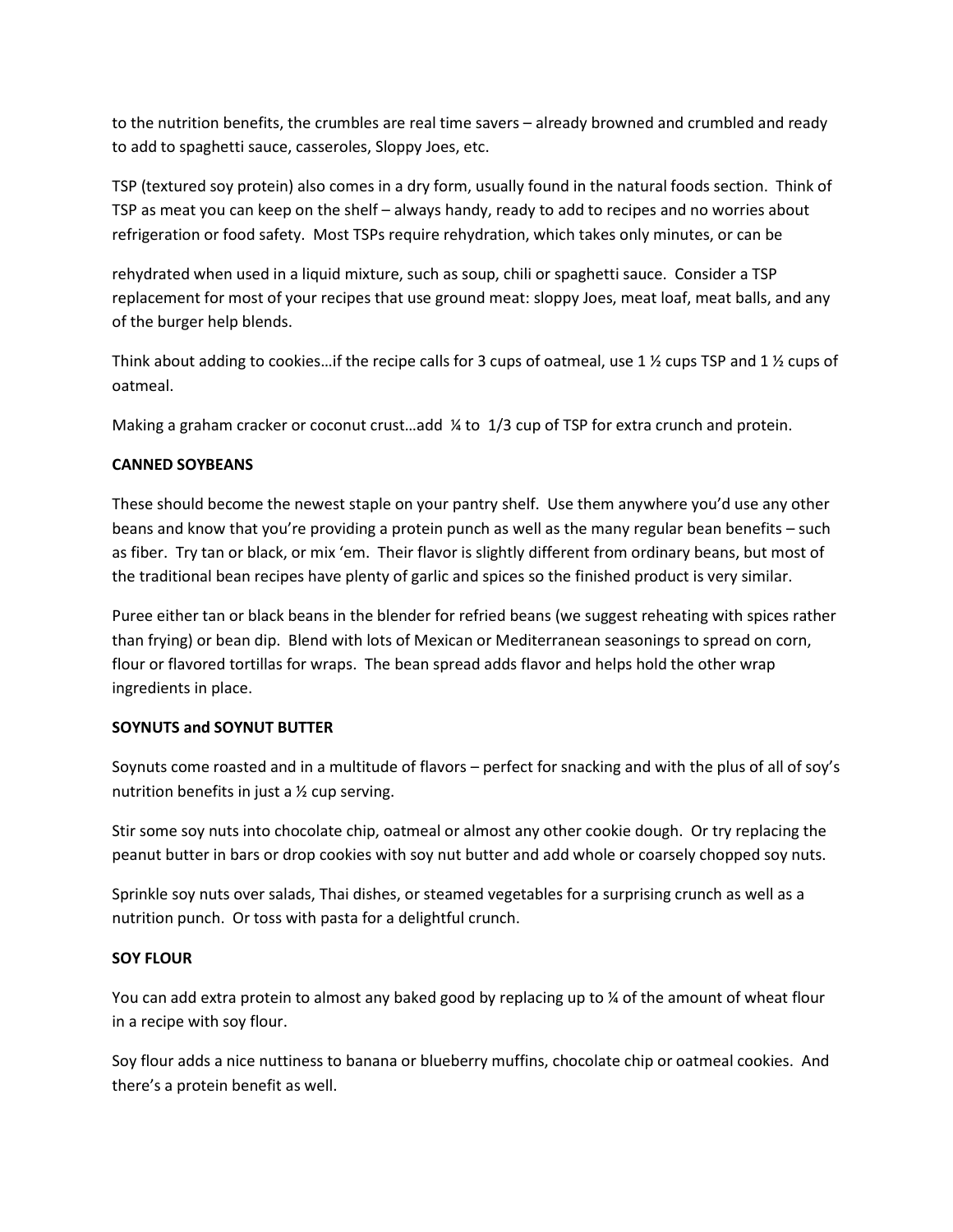to the nutrition benefits, the crumbles are real time savers – already browned and crumbled and ready to add to spaghetti sauce, casseroles, Sloppy Joes, etc.

TSP (textured soy protein) also comes in a dry form, usually found in the natural foods section. Think of TSP as meat you can keep on the shelf – always handy, ready to add to recipes and no worries about refrigeration or food safety. Most TSPs require rehydration, which takes only minutes, or can be rehydrated when used in a liquid mixture, such as soup, chili or spaghetti sauce. Consider a TSP replacement for most of your recipes that use ground meat: sloppy Joes, meat loaf, meat balls, and any of the burger help blends.

Think about adding to cookies…if the recipe calls for 3 cups of oatmeal, use 1 ½ cups TSP and 1 ½ cups of oatmeal.

Making a graham cracker or coconut crust…add ¼ to 1/3 cup of TSP for extra crunch and protein.

**CANNED SOYBEANS**

These should become the newest staple on your pantry shelf. Use them anywhere you'd use any other beans and know that you're providing a protein punch as well as the many regular bean benefits – such as fiber. Try tan or black, or mix 'em. Their flavor is slightly different from ordinary beans, but most of the traditional bean recipes have plenty of garlic and spices so the finished product is very similar.

Puree either tan or black beans in the blender for refried beans (we suggest reheating with spices rather than frying) or bean dip. Blend with lots of Mexican or Mediterranean seasonings to spread on corn, flour or flavored tortillas for wraps. The bean spread adds flavor and helps hold the other wrap ingredients in place.

**SOYNUTS and SOYNUT BUTTER**

Soynuts come roasted and in a multitude of flavors – perfect for snacking and with the plus of all of soy's nutrition benefits in just a ½ cup serving.

Stir some soy nuts into chocolate chip, oatmeal or almost any other cookie dough. Or try replacing the peanut butter in bars or drop cookies with soy nut butter and add whole or coarsely chopped soy nuts.

Sprinkle soy nuts over salads, Thai dishes, or steamed vegetables for a surprising crunch as well as a nutrition punch. Or toss with pasta for a delightful crunch.

**SOY FLOUR**

You can add extra protein to almost any baked good by replacing up to ¼ of the amount of wheat flour in a recipe with soy flour.

Soy flour adds a nice nuttiness to banana or blueberry muffins, chocolate chip or oatmeal cookies. And there's a protein benefit as well.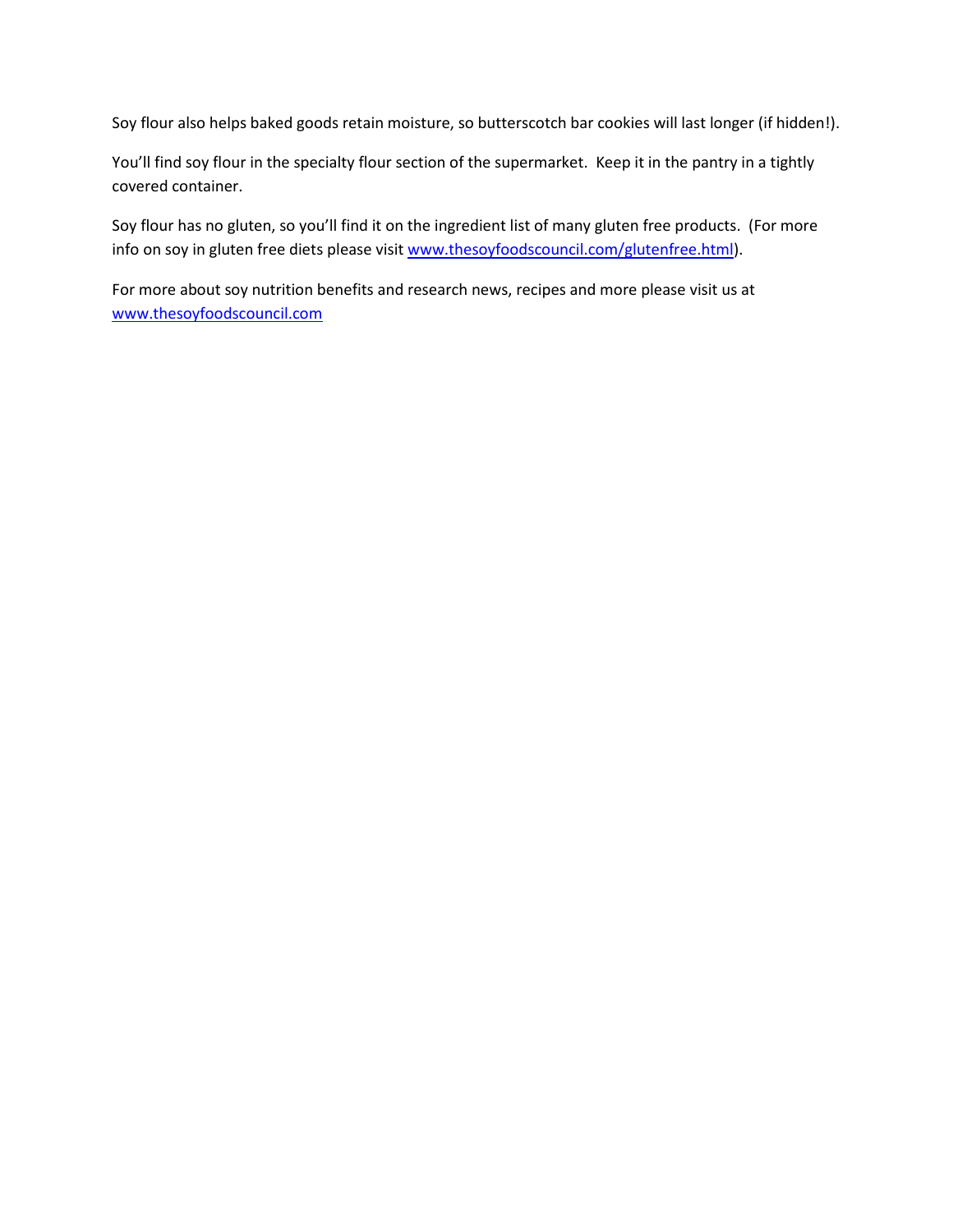Soy flour also helps baked goods retain moisture, so butterscotch bar cookies will last longer (if hidden!).

You'll find soy flour in the specialty flour section of the supermarket. Keep it in the pantry in a tightly covered container.

Soy flour has no gluten, so you'll find it on the ingredient list of many gluten free products. (For more info on soy in gluten free diets please visit [www.thesoyfoodscouncil.com/glutenfree.html](www.thesoyfoodscouncil.com/glutenfree.html)).

For more about soy nutrition benefits and research news, recipes and more please visit us at [www.thesoyfoodscouncil.com](www.thesoyfoodscouncil.com)